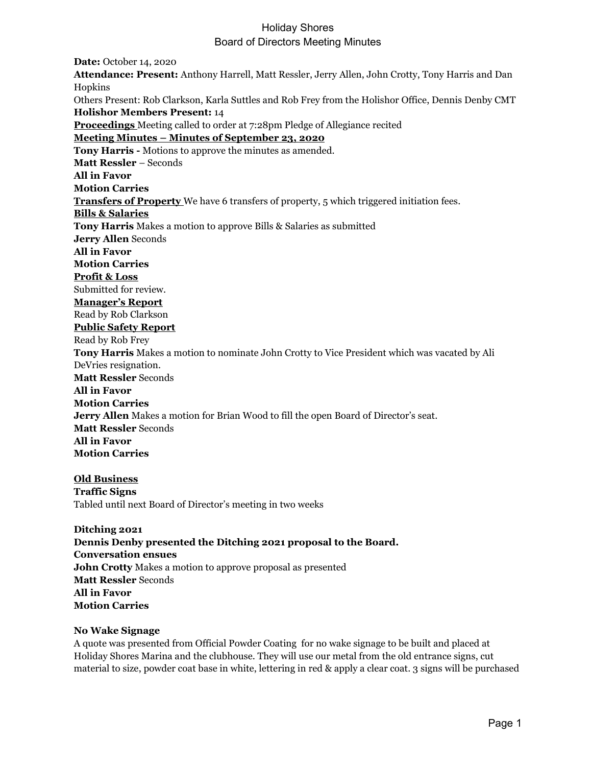# Holiday Shores
## Board of Directors Meeting Minutes

**Date:** October 14, 2020

**Attendance: Present:** Anthony Harrell, Matt Ressler, Jerry Allen, John Crotty, Tony Harris and Dan Hopkins

Others Present: Rob Clarkson, Karla Suttles and Rob Frey from the Holishor Office, Dennis Denby CMT

**Holishor Members Present:** 14

**<u>Proceedings</u>** Meeting called to order at 7:28pm Pledge of Allegiance recited

**<u>Meeting Minutes – Minutes of September 23, 2020</u>**

**Tony Harris -** Motions to approve the minutes as amended.

**Matt Ressler** – Seconds

**All in Favor**

**Motion Carries**

**<u>Transfers of Property</u>** We have 6 transfers of property, 5 which triggered initiation fees.

**<u>Bills & Salaries</u>**

**Tony Harris** Makes a motion to approve Bills & Salaries as submitted

**Jerry Allen** Seconds

**All in Favor**

**Motion Carries**

**<u>Profit & Loss</u>**

Submitted for review.

**<u>Manager's Report</u>**

Read by Rob Clarkson

**<u>Public Safety Report</u>**

Read by Rob Frey

**Tony Harris** Makes a motion to nominate John Crotty to Vice President which was vacated by Ali DeVries resignation.

**Matt Ressler** Seconds

**All in Favor**

**Motion Carries**

**Jerry Allen** Makes a motion for Brian Wood to fill the open Board of Director's seat.

**Matt Ressler** Seconds

**All in Favor**

**Motion Carries**

**<u>Old Business</u>**

**Traffic Signs**

Tabled until next Board of Director's meeting in two weeks

**Ditching 2021**

**Dennis Denby presented the Ditching 2021 proposal to the Board.**

**Conversation ensues**

**John Crotty** Makes a motion to approve proposal as presented

**Matt Ressler** Seconds

**All in Favor**

**Motion Carries**

**No Wake Signage**

A quote was presented from Official Powder Coating for no wake signage to be built and placed at Holiday Shores Marina and the clubhouse. They will use our metal from the old entrance signs, cut material to size, powder coat base in white, lettering in red & apply a clear coat. 3 signs will be purchased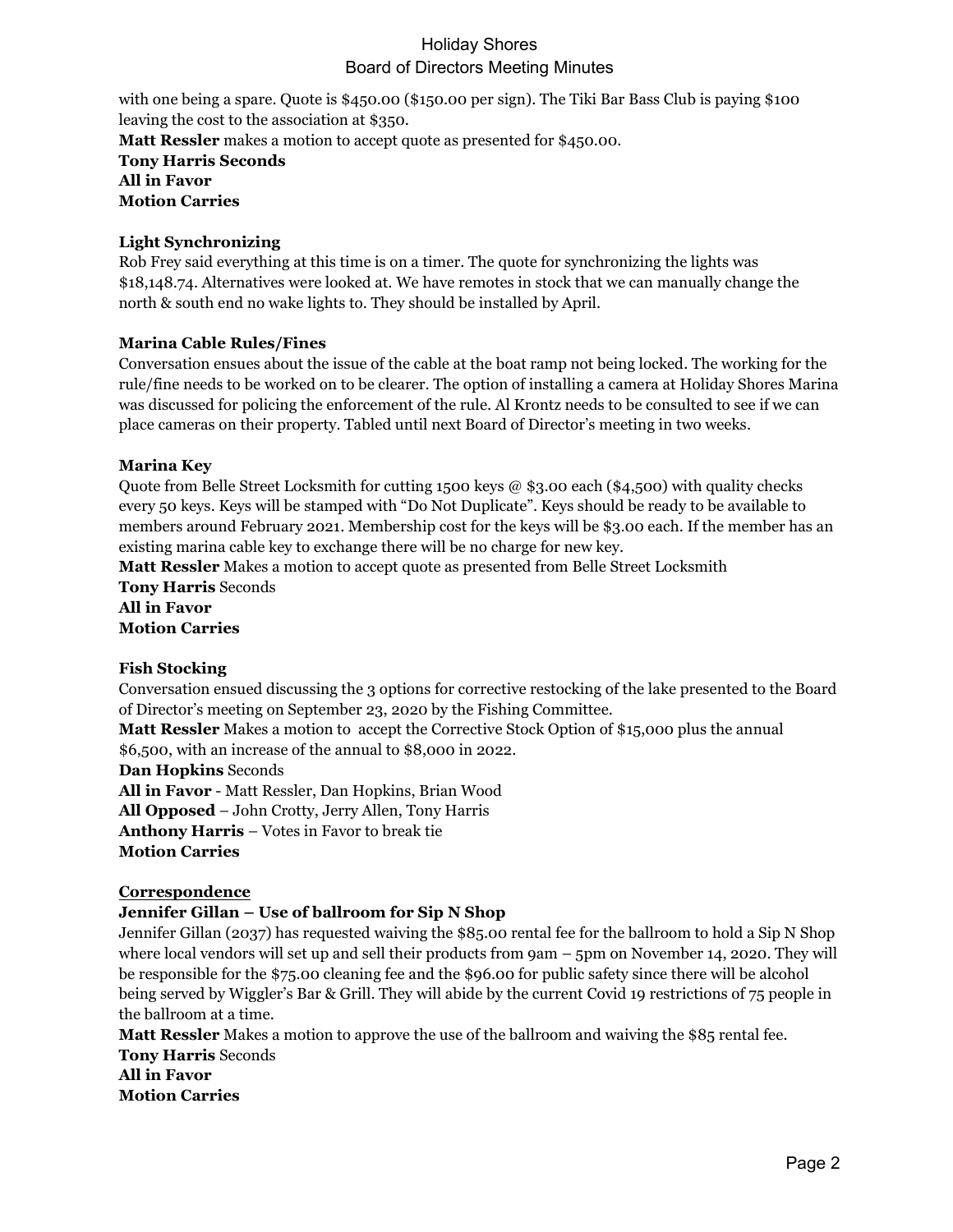with one being a spare. Quote is $450.00 ($150.00 per sign). The Tiki Bar Bass Club is paying $100 leaving the cost to the association at $350.

**Matt Ressler** makes a motion to accept quote as presented for $450.00.
**Tony Harris Seconds**
**All in Favor**
**Motion Carries**

**Light Synchronizing**

Rob Frey said everything at this time is on a timer. The quote for synchronizing the lights was $18,148.74. Alternatives were looked at. We have remotes in stock that we can manually change the north & south end no wake lights to. They should be installed by April.

**Marina Cable Rules/Fines**

Conversation ensues about the issue of the cable at the boat ramp not being locked. The working for the rule/fine needs to be worked on to be clearer. The option of installing a camera at Holiday Shores Marina was discussed for policing the enforcement of the rule. Al Krontz needs to be consulted to see if we can place cameras on their property. Tabled until next Board of Director's meeting in two weeks.

**Marina Key**

Quote from Belle Street Locksmith for cutting 1500 keys @ $3.00 each ($4,500) with quality checks every 50 keys. Keys will be stamped with "Do Not Duplicate". Keys should be ready to be available to members around February 2021. Membership cost for the keys will be $3.00 each. If the member has an existing marina cable key to exchange there will be no charge for new key.

**Matt Ressler** Makes a motion to accept quote as presented from Belle Street Locksmith
**Tony Harris** Seconds
**All in Favor**
**Motion Carries**

**Fish Stocking**

Conversation ensued discussing the 3 options for corrective restocking of the lake presented to the Board of Director's meeting on September 23, 2020 by the Fishing Committee.

**Matt Ressler** Makes a motion to accept the Corrective Stock Option of $15,000 plus the annual $6,500, with an increase of the annual to $8,000 in 2022.
**Dan Hopkins** Seconds
**All in Favor** - Matt Ressler, Dan Hopkins, Brian Wood
**All Opposed** – John Crotty, Jerry Allen, Tony Harris
**Anthony Harris** – Votes in Favor to break tie
**Motion Carries**

**<u>Correspondence</u>**

**Jennifer Gillan – Use of ballroom for Sip N Shop**

Jennifer Gillan (2037) has requested waiving the $85.00 rental fee for the ballroom to hold a Sip N Shop where local vendors will set up and sell their products from 9am – 5pm on November 14, 2020. They will be responsible for the $75.00 cleaning fee and the $96.00 for public safety since there will be alcohol being served by Wiggler's Bar & Grill. They will abide by the current Covid 19 restrictions of 75 people in the ballroom at a time.

**Matt Ressler** Makes a motion to approve the use of the ballroom and waiving the $85 rental fee.
**Tony Harris** Seconds
**All in Favor**
**Motion Carries**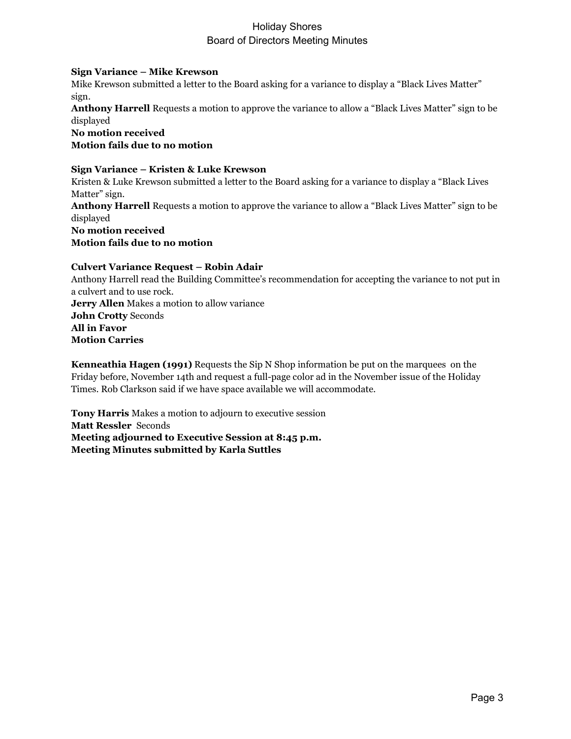**Sign Variance – Mike Krewson**

Mike Krewson submitted a letter to the Board asking for a variance to display a "Black Lives Matter" sign.

**Anthony Harrell** Requests a motion to approve the variance to allow a "Black Lives Matter" sign to be displayed

**No motion received**

**Motion fails due to no motion**

**Sign Variance – Kristen & Luke Krewson**

Kristen & Luke Krewson submitted a letter to the Board asking for a variance to display a "Black Lives Matter" sign.

**Anthony Harrell** Requests a motion to approve the variance to allow a "Black Lives Matter" sign to be displayed

**No motion received**

**Motion fails due to no motion**

**Culvert Variance Request – Robin Adair**

Anthony Harrell read the Building Committee's recommendation for accepting the variance to not put in a culvert and to use rock.

**Jerry Allen** Makes a motion to allow variance

**John Crotty** Seconds

**All in Favor**

**Motion Carries**

**Kenneathia Hagen (1991)** Requests the Sip N Shop information be put on the marquees on the Friday before, November 14th and request a full-page color ad in the November issue of the Holiday Times. Rob Clarkson said if we have space available we will accommodate.

**Tony Harris** Makes a motion to adjourn to executive session

**Matt Ressler** Seconds

**Meeting adjourned to Executive Session at 8:45 p.m.**

**Meeting Minutes submitted by Karla Suttles**